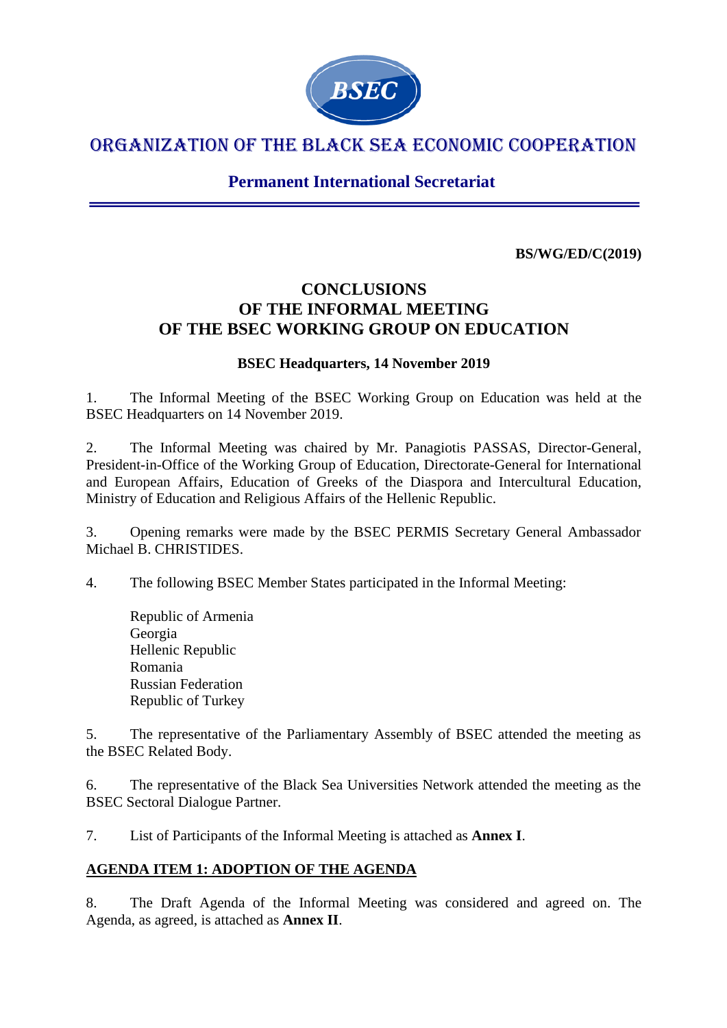BSEC

# ORGANIZATION OF THE BLACK SEA ECONOMIC COOPERATION

## Permanent International Secretariat

**BS/WG/ED/C(2019)**

# CONCLUSIONS OF THE INFORMAL MEETING OF THE BSEC WORKING GROUP ON EDUCATION

**BSEC Headquarters, 14 November 2019**

1. The Informal Meeting of the BSEC Working Group on Education was held at the BSEC Headquarters on 14 November 2019.

2. The Informal Meeting was chaired by Mr. Panagiotis PASSAS, Director-General, President-in-Office of the Working Group of Education, Directorate-General for International and European Affairs, Education of Greeks of the Diaspora and Intercultural Education, Ministry of Education and Religious Affairs of the Hellenic Republic.

3. Opening remarks were made by the BSEC PERMIS Secretary General Ambassador Michael B. CHRISTIDES.

4. The following BSEC Member States participated in the Informal Meeting:

   Republic of Armenia
   Georgia
   Hellenic Republic
   Romania
   Russian Federation
   Republic of Turkey

5. The representative of the Parliamentary Assembly of BSEC attended the meeting as the BSEC Related Body.

6. The representative of the Black Sea Universities Network attended the meeting as the BSEC Sectoral Dialogue Partner.

7. List of Participants of the Informal Meeting is attached as **Annex I**.

**<u>AGENDA ITEM 1: ADOPTION OF THE AGENDA</u>**

8. The Draft Agenda of the Informal Meeting was considered and agreed on. The Agenda, as agreed, is attached as **Annex II**.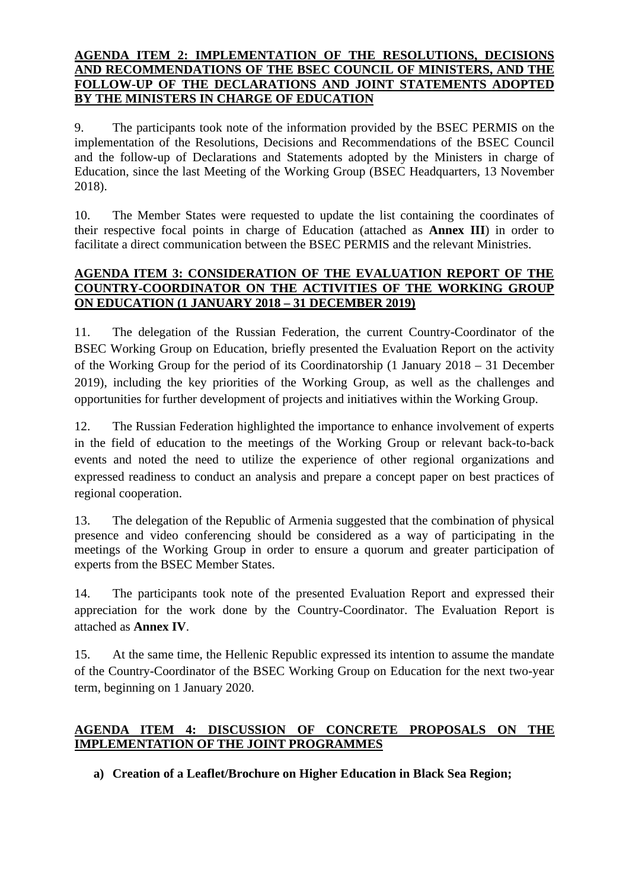**AGENDA ITEM 2: IMPLEMENTATION OF THE RESOLUTIONS, DECISIONS AND RECOMMENDATIONS OF THE BSEC COUNCIL OF MINISTERS, AND THE FOLLOW-UP OF THE DECLARATIONS AND JOINT STATEMENTS ADOPTED BY THE MINISTERS IN CHARGE OF EDUCATION**

9. The participants took note of the information provided by the BSEC PERMIS on the implementation of the Resolutions, Decisions and Recommendations of the BSEC Council and the follow-up of Declarations and Statements adopted by the Ministers in charge of Education, since the last Meeting of the Working Group (BSEC Headquarters, 13 November 2018).

10. The Member States were requested to update the list containing the coordinates of their respective focal points in charge of Education (attached as **Annex III**) in order to facilitate a direct communication between the BSEC PERMIS and the relevant Ministries.

**AGENDA ITEM 3: CONSIDERATION OF THE EVALUATION REPORT OF THE COUNTRY-COORDINATOR ON THE ACTIVITIES OF THE WORKING GROUP ON EDUCATION (1 JANUARY 2018 – 31 DECEMBER 2019)**

11. The delegation of the Russian Federation, the current Country-Coordinator of the BSEC Working Group on Education, briefly presented the Evaluation Report on the activity of the Working Group for the period of its Coordinatorship (1 January 2018 – 31 December 2019), including the key priorities of the Working Group, as well as the challenges and opportunities for further development of projects and initiatives within the Working Group.

12. The Russian Federation highlighted the importance to enhance involvement of experts in the field of education to the meetings of the Working Group or relevant back-to-back events and noted the need to utilize the experience of other regional organizations and expressed readiness to conduct an analysis and prepare a concept paper on best practices of regional cooperation.

13. The delegation of the Republic of Armenia suggested that the combination of physical presence and video conferencing should be considered as a way of participating in the meetings of the Working Group in order to ensure a quorum and greater participation of experts from the BSEC Member States.

14. The participants took note of the presented Evaluation Report and expressed their appreciation for the work done by the Country-Coordinator. The Evaluation Report is attached as **Annex IV**.

15. At the same time, the Hellenic Republic expressed its intention to assume the mandate of the Country-Coordinator of the BSEC Working Group on Education for the next two-year term, beginning on 1 January 2020.

**AGENDA ITEM 4: DISCUSSION OF CONCRETE PROPOSALS ON THE IMPLEMENTATION OF THE JOINT PROGRAMMES**

**a) Creation of a Leaflet/Brochure on Higher Education in Black Sea Region;**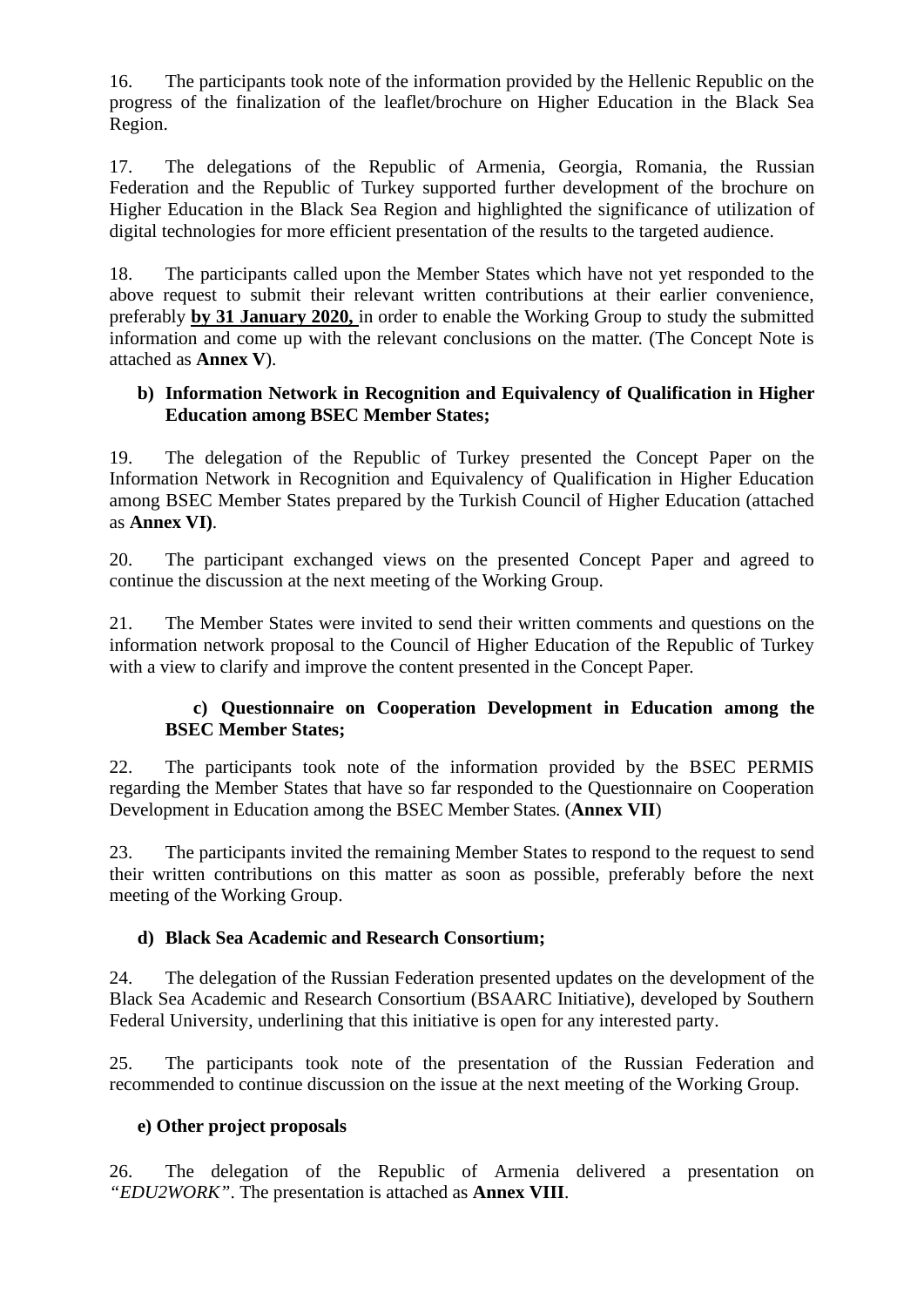16. The participants took note of the information provided by the Hellenic Republic on the progress of the finalization of the leaflet/brochure on Higher Education in the Black Sea Region.

17. The delegations of the Republic of Armenia, Georgia, Romania, the Russian Federation and the Republic of Turkey supported further development of the brochure on Higher Education in the Black Sea Region and highlighted the significance of utilization of digital technologies for more efficient presentation of the results to the targeted audience.

18. The participants called upon the Member States which have not yet responded to the above request to submit their relevant written contributions at their earlier convenience, preferably **by 31 January 2020,** in order to enable the Working Group to study the submitted information and come up with the relevant conclusions on the matter. (The Concept Note is attached as **Annex V**).

**b) Information Network in Recognition and Equivalency of Qualification in Higher Education among BSEC Member States;**

19. The delegation of the Republic of Turkey presented the Concept Paper on the Information Network in Recognition and Equivalency of Qualification in Higher Education among BSEC Member States prepared by the Turkish Council of Higher Education (attached as **Annex VI)**.

20. The participant exchanged views on the presented Concept Paper and agreed to continue the discussion at the next meeting of the Working Group.

21. The Member States were invited to send their written comments and questions on the information network proposal to the Council of Higher Education of the Republic of Turkey with a view to clarify and improve the content presented in the Concept Paper.

**c) Questionnaire on Cooperation Development in Education among the BSEC Member States;**

22. The participants took note of the information provided by the BSEC PERMIS regarding the Member States that have so far responded to the Questionnaire on Cooperation Development in Education among the BSEC Member States. (**Annex VII**)

23. The participants invited the remaining Member States to respond to the request to send their written contributions on this matter as soon as possible, preferably before the next meeting of the Working Group.

**d) Black Sea Academic and Research Consortium;**

24. The delegation of the Russian Federation presented updates on the development of the Black Sea Academic and Research Consortium (BSAARC Initiative), developed by Southern Federal University, underlining that this initiative is open for any interested party.

25. The participants took note of the presentation of the Russian Federation and recommended to continue discussion on the issue at the next meeting of the Working Group.

**e) Other project proposals**

26. The delegation of the Republic of Armenia delivered a presentation on *"EDU2WORK"*. The presentation is attached as **Annex VIII**.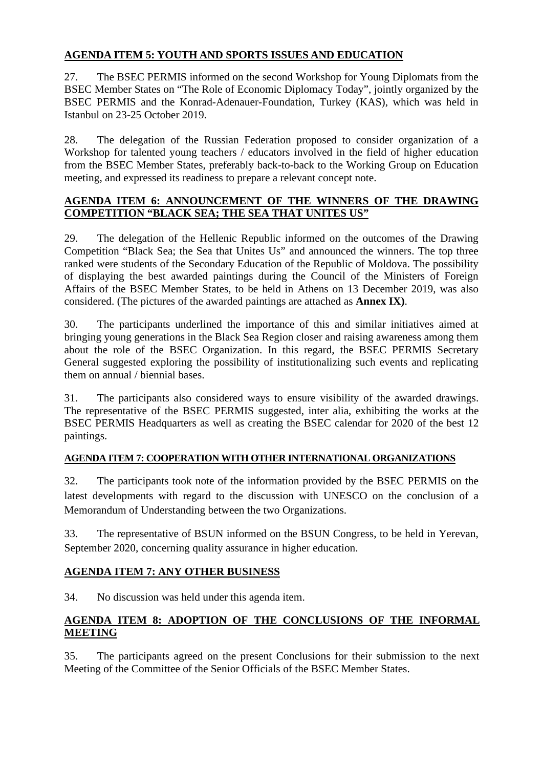**AGENDA ITEM 5: YOUTH AND SPORTS ISSUES AND EDUCATION**

27. The BSEC PERMIS informed on the second Workshop for Young Diplomats from the BSEC Member States on "The Role of Economic Diplomacy Today", jointly organized by the BSEC PERMIS and the Konrad-Adenauer-Foundation, Turkey (KAS), which was held in Istanbul on 23-25 October 2019.

28. The delegation of the Russian Federation proposed to consider organization of a Workshop for talented young teachers / educators involved in the field of higher education from the BSEC Member States, preferably back-to-back to the Working Group on Education meeting, and expressed its readiness to prepare a relevant concept note.

**AGENDA ITEM 6: ANNOUNCEMENT OF THE WINNERS OF THE DRAWING COMPETITION "BLACK SEA; THE SEA THAT UNITES US"**

29. The delegation of the Hellenic Republic informed on the outcomes of the Drawing Competition "Black Sea; the Sea that Unites Us" and announced the winners. The top three ranked were students of the Secondary Education of the Republic of Moldova. The possibility of displaying the best awarded paintings during the Council of the Ministers of Foreign Affairs of the BSEC Member States, to be held in Athens on 13 December 2019, was also considered. (The pictures of the awarded paintings are attached as **Annex IX)**.

30. The participants underlined the importance of this and similar initiatives aimed at bringing young generations in the Black Sea Region closer and raising awareness among them about the role of the BSEC Organization. In this regard, the BSEC PERMIS Secretary General suggested exploring the possibility of institutionalizing such events and replicating them on annual / biennial bases.

31. The participants also considered ways to ensure visibility of the awarded drawings. The representative of the BSEC PERMIS suggested, inter alia, exhibiting the works at the BSEC PERMIS Headquarters as well as creating the BSEC calendar for 2020 of the best 12 paintings.

**AGENDA ITEM 7: COOPERATION WITH OTHER INTERNATIONAL ORGANIZATIONS**

32. The participants took note of the information provided by the BSEC PERMIS on the latest developments with regard to the discussion with UNESCO on the conclusion of a Memorandum of Understanding between the two Organizations.

33. The representative of BSUN informed on the BSUN Congress, to be held in Yerevan, September 2020, concerning quality assurance in higher education.

**AGENDA ITEM 7: ANY OTHER BUSINESS**

34. No discussion was held under this agenda item.

**AGENDA ITEM 8: ADOPTION OF THE CONCLUSIONS OF THE INFORMAL MEETING**

35. The participants agreed on the present Conclusions for their submission to the next Meeting of the Committee of the Senior Officials of the BSEC Member States.